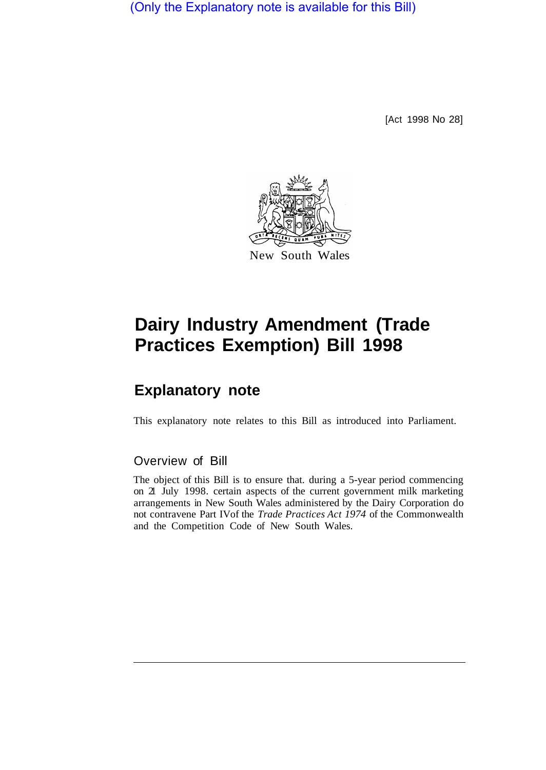(Only the Explanatory note is available for this Bill)

[Act 1998 No 28]

New South Wales

# Dairy Industry Amendment (Trade Practices Exemption) Bill 1998

## Explanatory note

This explanatory note relates to this Bill as introduced into Parliament.

### Overview of Bill

The object of this Bill is to ensure that. during a 5-year period commencing on 21 July 1998. certain aspects of the current government milk marketing arrangements in New South Wales administered by the Dairy Corporation do not contravene Part IVof the *Trade Practices Act 1974* of the Commonwealth and the Competition Code of New South Wales.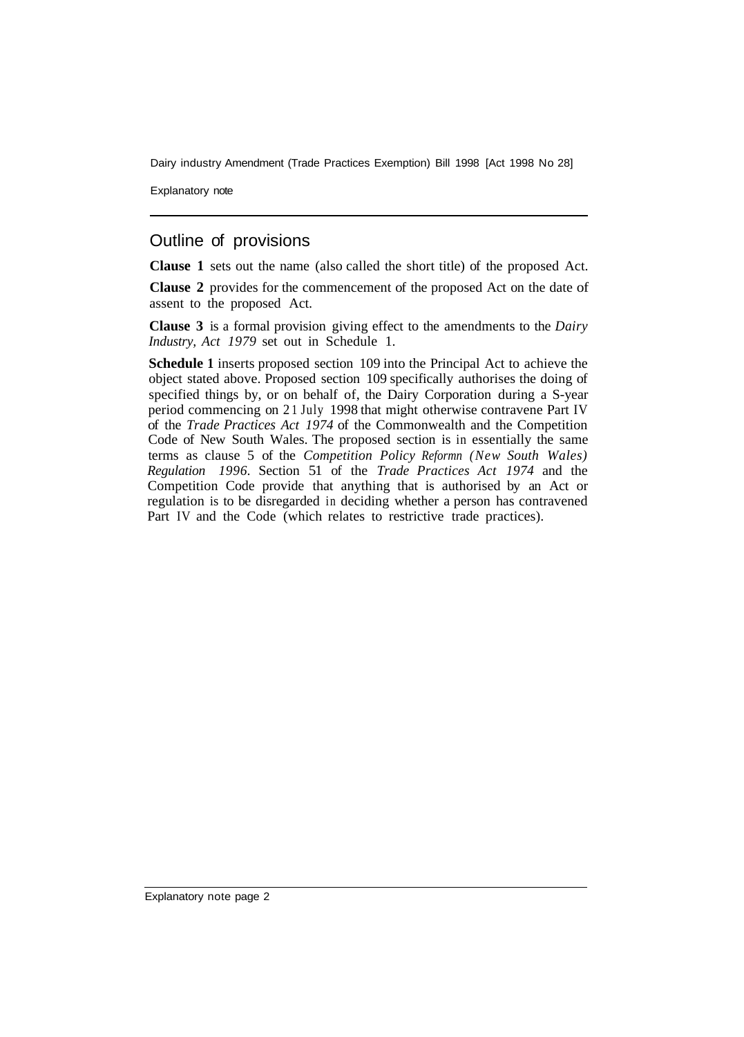## Outline of provisions

**Clause 1** sets out the name (also called the short title) of the proposed Act.

**Clause 2** provides for the commencement of the proposed Act on the date of assent to the proposed Act.

**Clause 3** is a formal provision giving effect to the amendments to the *Dairy Industry, Act 1979* set out in Schedule 1.

**Schedule 1** inserts proposed section 109 into the Principal Act to achieve the object stated above. Proposed section 109 specifically authorises the doing of specified things by, or on behalf of, the Dairy Corporation during a S-year period commencing on 21 July 1998 that might otherwise contravene Part IV of the *Trade Practices Act 1974* of the Commonwealth and the Competition Code of New South Wales. The proposed section is in essentially the same terms as clause 5 of the *Competition Policy Reformn (New South Wales) Regulation 1996*. Section 51 of the *Trade Practices Act 1974* and the Competition Code provide that anything that is authorised by an Act or regulation is to be disregarded in deciding whether a person has contravened Part IV and the Code (which relates to restrictive trade practices).